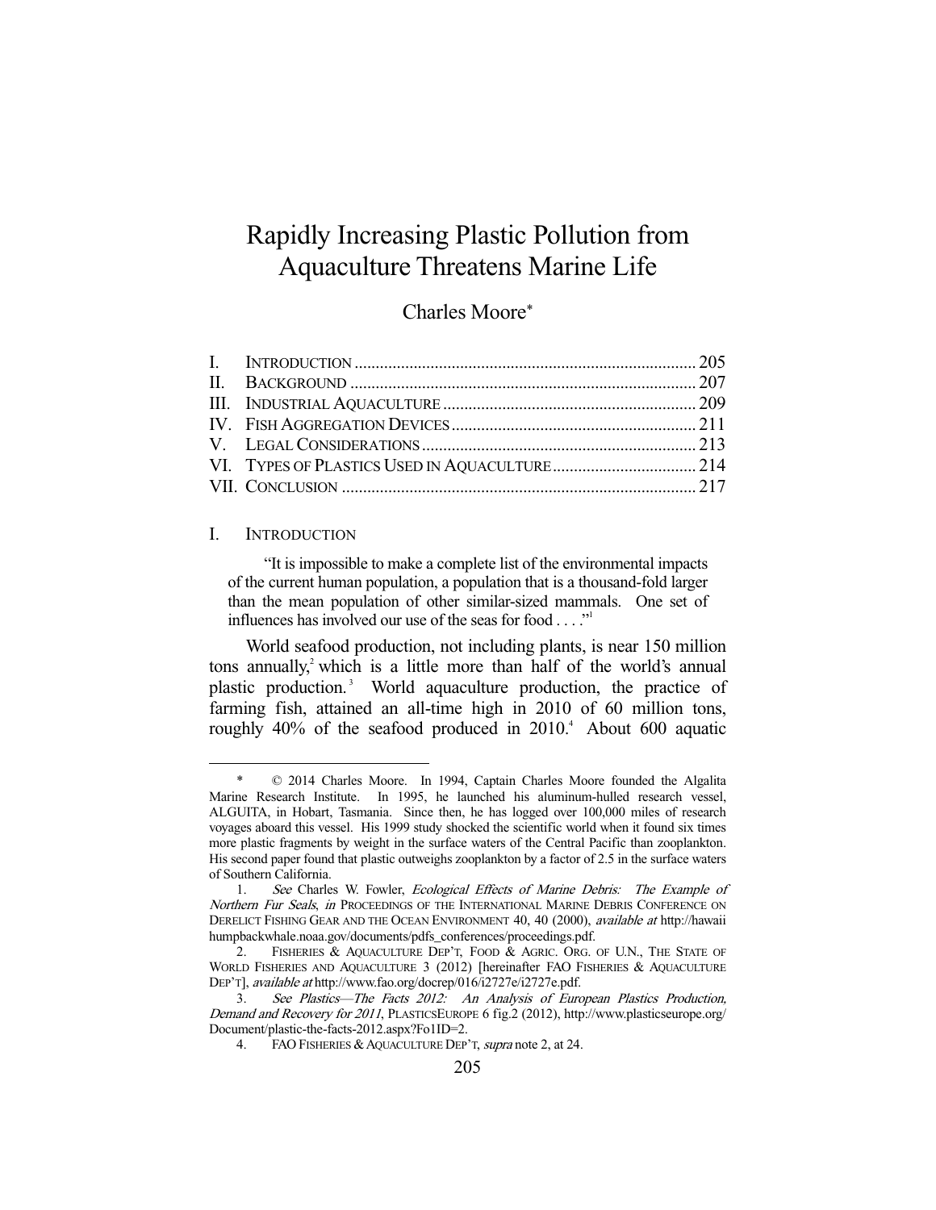# Rapidly Increasing Plastic Pollution from Aquaculture Threatens Marine Life

Charles Moore*

| | |
|---|---|
| I. INTRODUCTION | 205 |
| II. BACKGROUND | 207 |
| III. INDUSTRIAL AQUACULTURE | 209 |
| IV. FISH AGGREGATION DEVICES | 211 |
| V. LEGAL CONSIDERATIONS | 213 |
| VI. TYPES OF PLASTICS USED IN AQUACULTURE | 214 |
| VII. CONCLUSION | 217 |

## I. INTRODUCTION

> "It is impossible to make a complete list of the environmental impacts of the current human population, a population that is a thousand-fold larger than the mean population of other similar-sized mammals. One set of influences has involved our use of the seas for food . . . ."[1]

World seafood production, not including plants, is near 150 million tons annually,[2] which is a little more than half of the world's annual plastic production.[3] World aquaculture production, the practice of farming fish, attained an all-time high in 2010 of 60 million tons, roughly 40% of the seafood produced in 2010.[4] About 600 aquatic

---

\* © 2014 Charles Moore. In 1994, Captain Charles Moore founded the Algalita Marine Research Institute. In 1995, he launched his aluminum-hulled research vessel, ALGUITA, in Hobart, Tasmania. Since then, he has logged over 100,000 miles of research voyages aboard this vessel. His 1999 study shocked the scientific world when it found six times more plastic fragments by weight in the surface waters of the Central Pacific than zooplankton. His second paper found that plastic outweighs zooplankton by a factor of 2.5 in the surface waters of Southern California.

1. *See* Charles W. Fowler, *Ecological Effects of Marine Debris: The Example of Northern Fur Seals*, *in* PROCEEDINGS OF THE INTERNATIONAL MARINE DEBRIS CONFERENCE ON DERELICT FISHING GEAR AND THE OCEAN ENVIRONMENT 40, 40 (2000), *available at* http://hawaiihumpbackwhale.noaa.gov/documents/pdfs_conferences/proceedings.pdf.

2. FISHERIES & AQUACULTURE DEP'T, FOOD & AGRIC. ORG. OF U.N., THE STATE OF WORLD FISHERIES AND AQUACULTURE 3 (2012) [hereinafter FAO FISHERIES & AQUACULTURE DEP'T], *available at* http://www.fao.org/docrep/016/i2727e/i2727e.pdf.

3. *See Plastics—The Facts 2012: An Analysis of European Plastics Production, Demand and Recovery for 2011*, PLASTICSEUROPE 6 fig.2 (2012), http://www.plasticseurope.org/Document/plastic-the-facts-2012.aspx?Fo1ID=2.

4. FAO FISHERIES & AQUACULTURE DEP'T, *supra* note 2, at 24.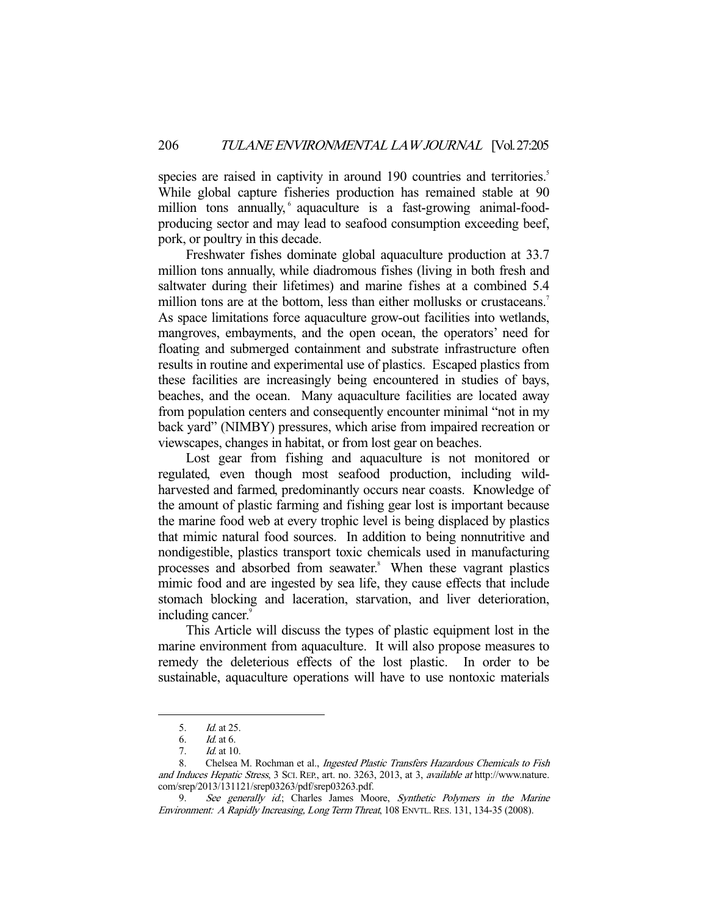species are raised in captivity in around 190 countries and territories.[5] While global capture fisheries production has remained stable at 90 million tons annually,[6] aquaculture is a fast-growing animal-food-producing sector and may lead to seafood consumption exceeding beef, pork, or poultry in this decade.

Freshwater fishes dominate global aquaculture production at 33.7 million tons annually, while diadromous fishes (living in both fresh and saltwater during their lifetimes) and marine fishes at a combined 5.4 million tons are at the bottom, less than either mollusks or crustaceans.[7] As space limitations force aquaculture grow-out facilities into wetlands, mangroves, embayments, and the open ocean, the operators' need for floating and submerged containment and substrate infrastructure often results in routine and experimental use of plastics. Escaped plastics from these facilities are increasingly being encountered in studies of bays, beaches, and the ocean. Many aquaculture facilities are located away from population centers and consequently encounter minimal "not in my back yard" (NIMBY) pressures, which arise from impaired recreation or viewscapes, changes in habitat, or from lost gear on beaches.

Lost gear from fishing and aquaculture is not monitored or regulated, even though most seafood production, including wild-harvested and farmed, predominantly occurs near coasts. Knowledge of the amount of plastic farming and fishing gear lost is important because the marine food web at every trophic level is being displaced by plastics that mimic natural food sources. In addition to being nonnutritive and nondigestible, plastics transport toxic chemicals used in manufacturing processes and absorbed from seawater.[8] When these vagrant plastics mimic food and are ingested by sea life, they cause effects that include stomach blocking and laceration, starvation, and liver deterioration, including cancer.[9]

This Article will discuss the types of plastic equipment lost in the marine environment from aquaculture. It will also propose measures to remedy the deleterious effects of the lost plastic. In order to be sustainable, aquaculture operations will have to use nontoxic materials

---

5. *Id.* at 25.

6. *Id.* at 6.

7. *Id.* at 10.

8. Chelsea M. Rochman et al., *Ingested Plastic Transfers Hazardous Chemicals to Fish and Induces Hepatic Stress*, 3 SCI. REP., art. no. 3263, 2013, at 3, *available at* http://www.nature.com/srep/2013/131121/srep03263/pdf/srep03263.pdf.

9. *See generally id.*; Charles James Moore, *Synthetic Polymers in the Marine Environment: A Rapidly Increasing, Long Term Threat*, 108 ENVTL. RES. 131, 134-35 (2008).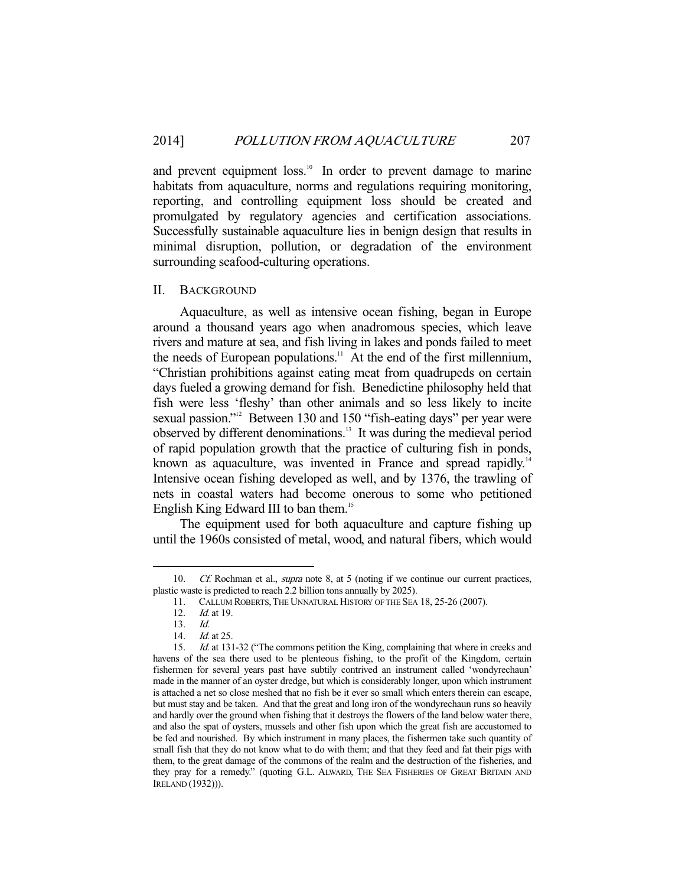and prevent equipment loss.[10] In order to prevent damage to marine habitats from aquaculture, norms and regulations requiring monitoring, reporting, and controlling equipment loss should be created and promulgated by regulatory agencies and certification associations. Successfully sustainable aquaculture lies in benign design that results in minimal disruption, pollution, or degradation of the environment surrounding seafood-culturing operations.

## II. BACKGROUND

Aquaculture, as well as intensive ocean fishing, began in Europe around a thousand years ago when anadromous species, which leave rivers and mature at sea, and fish living in lakes and ponds failed to meet the needs of European populations.[11] At the end of the first millennium, "Christian prohibitions against eating meat from quadrupeds on certain days fueled a growing demand for fish. Benedictine philosophy held that fish were less 'fleshy' than other animals and so less likely to incite sexual passion."[12] Between 130 and 150 "fish-eating days" per year were observed by different denominations.[13] It was during the medieval period of rapid population growth that the practice of culturing fish in ponds, known as aquaculture, was invented in France and spread rapidly.[14] Intensive ocean fishing developed as well, and by 1376, the trawling of nets in coastal waters had become onerous to some who petitioned English King Edward III to ban them.[15]

The equipment used for both aquaculture and capture fishing up until the 1960s consisted of metal, wood, and natural fibers, which would

---

10. *Cf.* Rochman et al., *supra* note 8, at 5 (noting if we continue our current practices, plastic waste is predicted to reach 2.2 billion tons annually by 2025).

11. CALLUM ROBERTS, THE UNNATURAL HISTORY OF THE SEA 18, 25-26 (2007).

12. *Id.* at 19.

13. *Id.*

14. *Id.* at 25.

15. *Id.* at 131-32 ("The commons petition the King, complaining that where in creeks and havens of the sea there used to be plenteous fishing, to the profit of the Kingdom, certain fishermen for several years past have subtily contrived an instrument called 'wondyrechaun' made in the manner of an oyster dredge, but which is considerably longer, upon which instrument is attached a net so close meshed that no fish be it ever so small which enters therein can escape, but must stay and be taken. And that the great and long iron of the wondyrechaun runs so heavily and hardly over the ground when fishing that it destroys the flowers of the land below water there, and also the spat of oysters, mussels and other fish upon which the great fish are accustomed to be fed and nourished. By which instrument in many places, the fishermen take such quantity of small fish that they do not know what to do with them; and that they feed and fat their pigs with them, to the great damage of the commons of the realm and the destruction of the fisheries, and they pray for a remedy." (quoting G.L. ALWARD, THE SEA FISHERIES OF GREAT BRITAIN AND IRELAND (1932))).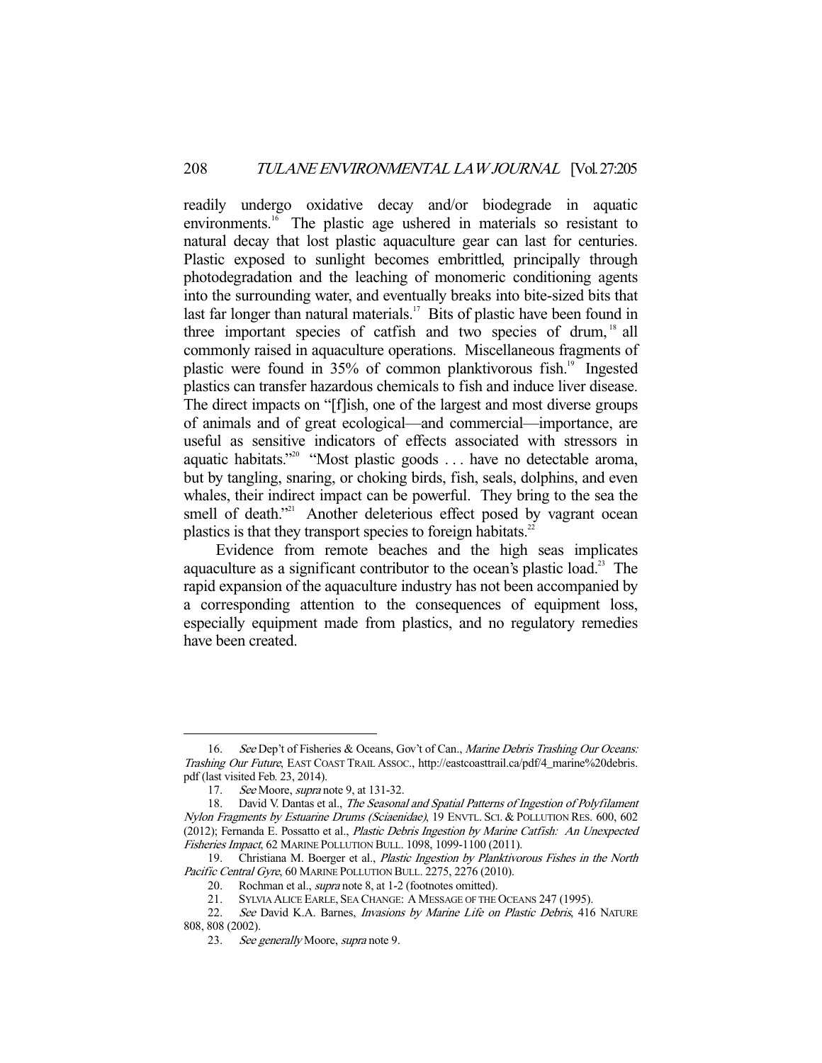readily undergo oxidative decay and/or biodegrade in aquatic environments.[16] The plastic age ushered in materials so resistant to natural decay that lost plastic aquaculture gear can last for centuries. Plastic exposed to sunlight becomes embrittled, principally through photodegradation and the leaching of monomeric conditioning agents into the surrounding water, and eventually breaks into bite-sized bits that last far longer than natural materials.[17] Bits of plastic have been found in three important species of catfish and two species of drum,[18] all commonly raised in aquaculture operations. Miscellaneous fragments of plastic were found in 35% of common planktivorous fish.[19] Ingested plastics can transfer hazardous chemicals to fish and induce liver disease. The direct impacts on "[f]ish, one of the largest and most diverse groups of animals and of great ecological—and commercial—importance, are useful as sensitive indicators of effects associated with stressors in aquatic habitats."[20] "Most plastic goods . . . have no detectable aroma, but by tangling, snaring, or choking birds, fish, seals, dolphins, and even whales, their indirect impact can be powerful. They bring to the sea the smell of death."[21] Another deleterious effect posed by vagrant ocean plastics is that they transport species to foreign habitats.[22]

Evidence from remote beaches and the high seas implicates aquaculture as a significant contributor to the ocean's plastic load.[23] The rapid expansion of the aquaculture industry has not been accompanied by a corresponding attention to the consequences of equipment loss, especially equipment made from plastics, and no regulatory remedies have been created.

---

16. *See* Dep't of Fisheries & Oceans, Gov't of Can., *Marine Debris Trashing Our Oceans: Trashing Our Future*, EAST COAST TRAIL ASSOC., http://eastcoasttrail.ca/pdf/4_marine%20debris.pdf (last visited Feb. 23, 2014).

17. *See* Moore, *supra* note 9, at 131-32.

18. David V. Dantas et al., *The Seasonal and Spatial Patterns of Ingestion of Polyfilament Nylon Fragments by Estuarine Drums (Sciaenidae)*, 19 ENVTL. SCI. & POLLUTION RES. 600, 602 (2012); Fernanda E. Possatto et al., *Plastic Debris Ingestion by Marine Catfish: An Unexpected Fisheries Impact*, 62 MARINE POLLUTION BULL. 1098, 1099-1100 (2011).

19. Christiana M. Boerger et al., *Plastic Ingestion by Planktivorous Fishes in the North Pacific Central Gyre*, 60 MARINE POLLUTION BULL. 2275, 2276 (2010).

20. Rochman et al., *supra* note 8, at 1-2 (footnotes omitted).

21. SYLVIA ALICE EARLE, SEA CHANGE: A MESSAGE OF THE OCEANS 247 (1995).

22. *See* David K.A. Barnes, *Invasions by Marine Life on Plastic Debris*, 416 NATURE 808, 808 (2002).

23. *See generally* Moore, *supra* note 9.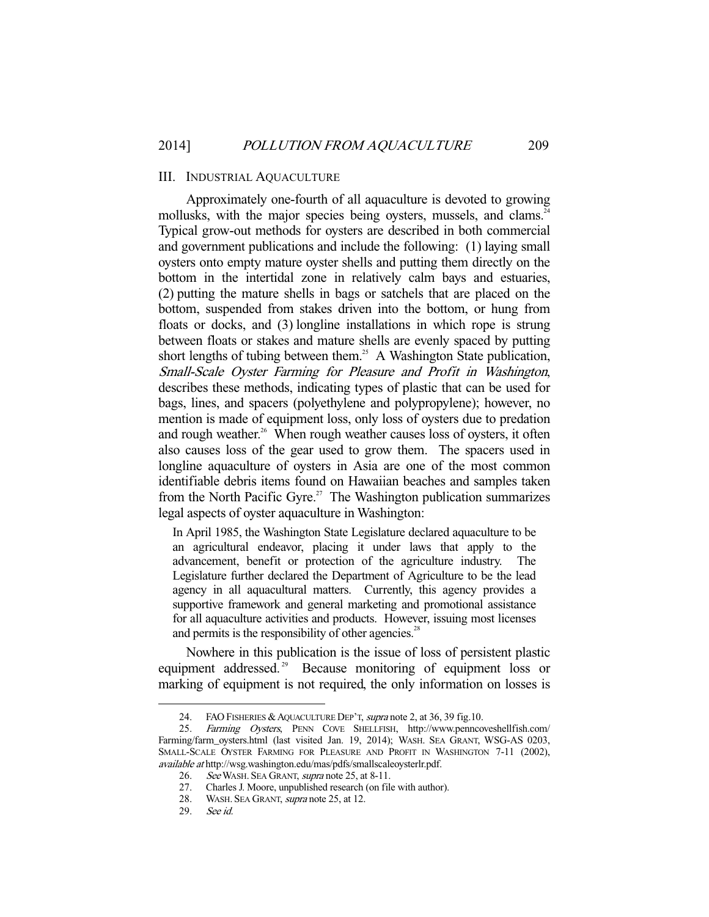## III. Industrial Aquaculture

Approximately one-fourth of all aquaculture is devoted to growing mollusks, with the major species being oysters, mussels, and clams.[24] Typical grow-out methods for oysters are described in both commercial and government publications and include the following: (1) laying small oysters onto empty mature oyster shells and putting them directly on the bottom in the intertidal zone in relatively calm bays and estuaries, (2) putting the mature shells in bags or satchels that are placed on the bottom, suspended from stakes driven into the bottom, or hung from floats or docks, and (3) longline installations in which rope is strung between floats or stakes and mature shells are evenly spaced by putting short lengths of tubing between them.[25] A Washington State publication, *Small-Scale Oyster Farming for Pleasure and Profit in Washington*, describes these methods, indicating types of plastic that can be used for bags, lines, and spacers (polyethylene and polypropylene); however, no mention is made of equipment loss, only loss of oysters due to predation and rough weather.[26] When rough weather causes loss of oysters, it often also causes loss of the gear used to grow them. The spacers used in longline aquaculture of oysters in Asia are one of the most common identifiable debris items found on Hawaiian beaches and samples taken from the North Pacific Gyre.[27] The Washington publication summarizes legal aspects of oyster aquaculture in Washington:

> In April 1985, the Washington State Legislature declared aquaculture to be an agricultural endeavor, placing it under laws that apply to the advancement, benefit or protection of the agriculture industry. The Legislature further declared the Department of Agriculture to be the lead agency in all aquacultural matters. Currently, this agency provides a supportive framework and general marketing and promotional assistance for all aquaculture activities and products. However, issuing most licenses and permits is the responsibility of other agencies.[28]

Nowhere in this publication is the issue of loss of persistent plastic equipment addressed.[29] Because monitoring of equipment loss or marking of equipment is not required, the only information on losses is

---

24. FAO Fisheries & Aquaculture Dep't, *supra* note 2, at 36, 39 fig.10.
25. *Farming Oysters*, Penn Cove Shellfish, http://www.penncoveshellfish.com/Farming/farm_oysters.html (last visited Jan. 19, 2014); Wash. Sea Grant, WSG-AS 0203, Small-Scale Oyster Farming for Pleasure and Profit in Washington 7-11 (2002), *available at* http://wsg.washington.edu/mas/pdfs/smallscaleoysterlr.pdf.
26. *See* Wash. Sea Grant, *supra* note 25, at 8-11.
27. Charles J. Moore, unpublished research (on file with author).
28. Wash. Sea Grant, *supra* note 25, at 12.
29. *See id.*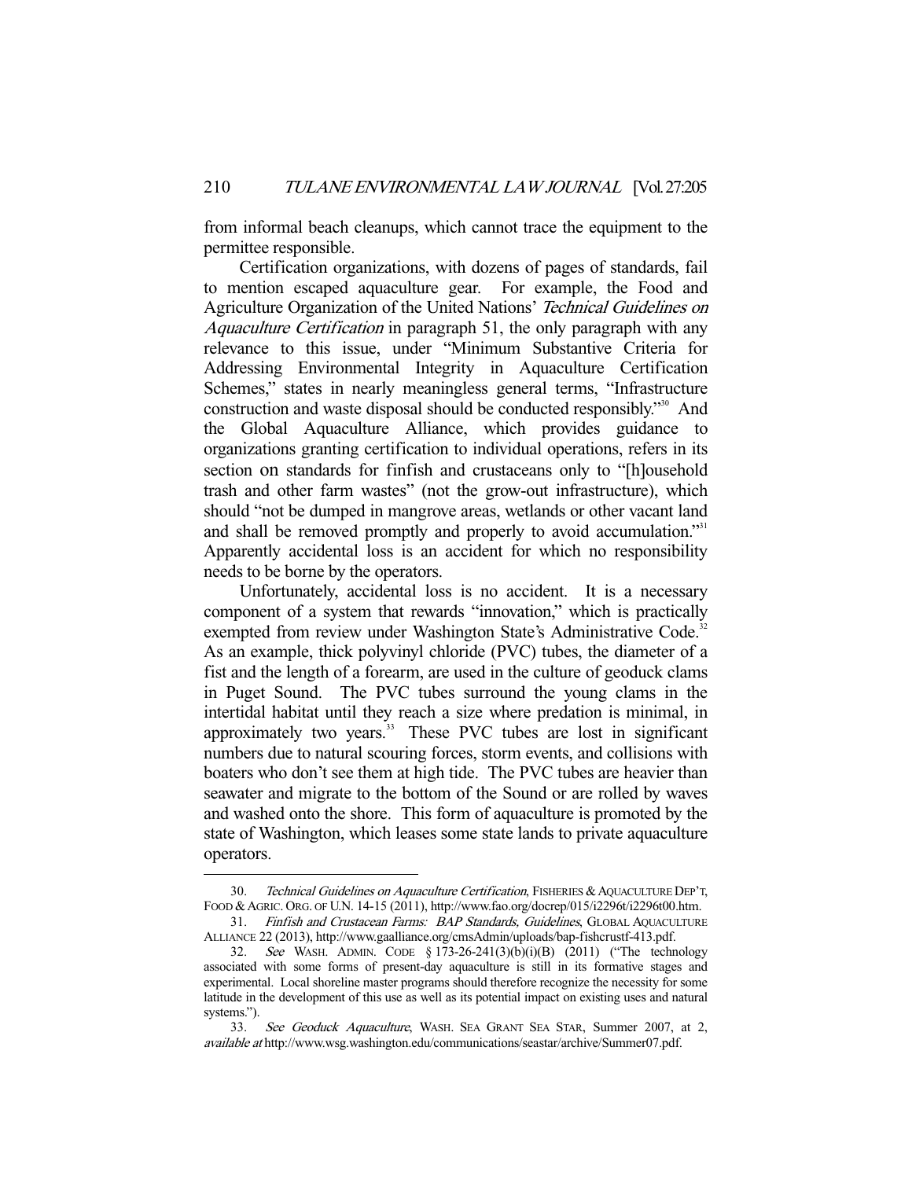from informal beach cleanups, which cannot trace the equipment to the permittee responsible.

Certification organizations, with dozens of pages of standards, fail to mention escaped aquaculture gear. For example, the Food and Agriculture Organization of the United Nations' *Technical Guidelines on Aquaculture Certification* in paragraph 51, the only paragraph with any relevance to this issue, under "Minimum Substantive Criteria for Addressing Environmental Integrity in Aquaculture Certification Schemes," states in nearly meaningless general terms, "Infrastructure construction and waste disposal should be conducted responsibly."[30] And the Global Aquaculture Alliance, which provides guidance to organizations granting certification to individual operations, refers in its section on standards for finfish and crustaceans only to "[h]ousehold trash and other farm wastes" (not the grow-out infrastructure), which should "not be dumped in mangrove areas, wetlands or other vacant land and shall be removed promptly and properly to avoid accumulation."[31] Apparently accidental loss is an accident for which no responsibility needs to be borne by the operators.

Unfortunately, accidental loss is no accident. It is a necessary component of a system that rewards "innovation," which is practically exempted from review under Washington State's Administrative Code.[32] As an example, thick polyvinyl chloride (PVC) tubes, the diameter of a fist and the length of a forearm, are used in the culture of geoduck clams in Puget Sound. The PVC tubes surround the young clams in the intertidal habitat until they reach a size where predation is minimal, in approximately two years.[33] These PVC tubes are lost in significant numbers due to natural scouring forces, storm events, and collisions with boaters who don't see them at high tide. The PVC tubes are heavier than seawater and migrate to the bottom of the Sound or are rolled by waves and washed onto the shore. This form of aquaculture is promoted by the state of Washington, which leases some state lands to private aquaculture operators.

---

30. *Technical Guidelines on Aquaculture Certification*, FISHERIES & AQUACULTURE DEP'T, FOOD & AGRIC. ORG. OF U.N. 14-15 (2011), http://www.fao.org/docrep/015/i2296t/i2296t00.htm.

31. *Finfish and Crustacean Farms: BAP Standards, Guidelines*, GLOBAL AQUACULTURE ALLIANCE 22 (2013), http://www.gaalliance.org/cmsAdmin/uploads/bap-fishcrustf-413.pdf.

32. *See* WASH. ADMIN. CODE § 173-26-241(3)(b)(i)(B) (2011) ("The technology associated with some forms of present-day aquaculture is still in its formative stages and experimental. Local shoreline master programs should therefore recognize the necessity for some latitude in the development of this use as well as its potential impact on existing uses and natural systems.").

33. *See Geoduck Aquaculture*, WASH. SEA GRANT SEA STAR, Summer 2007, at 2, *available at* http://www.wsg.washington.edu/communications/seastar/archive/Summer07.pdf.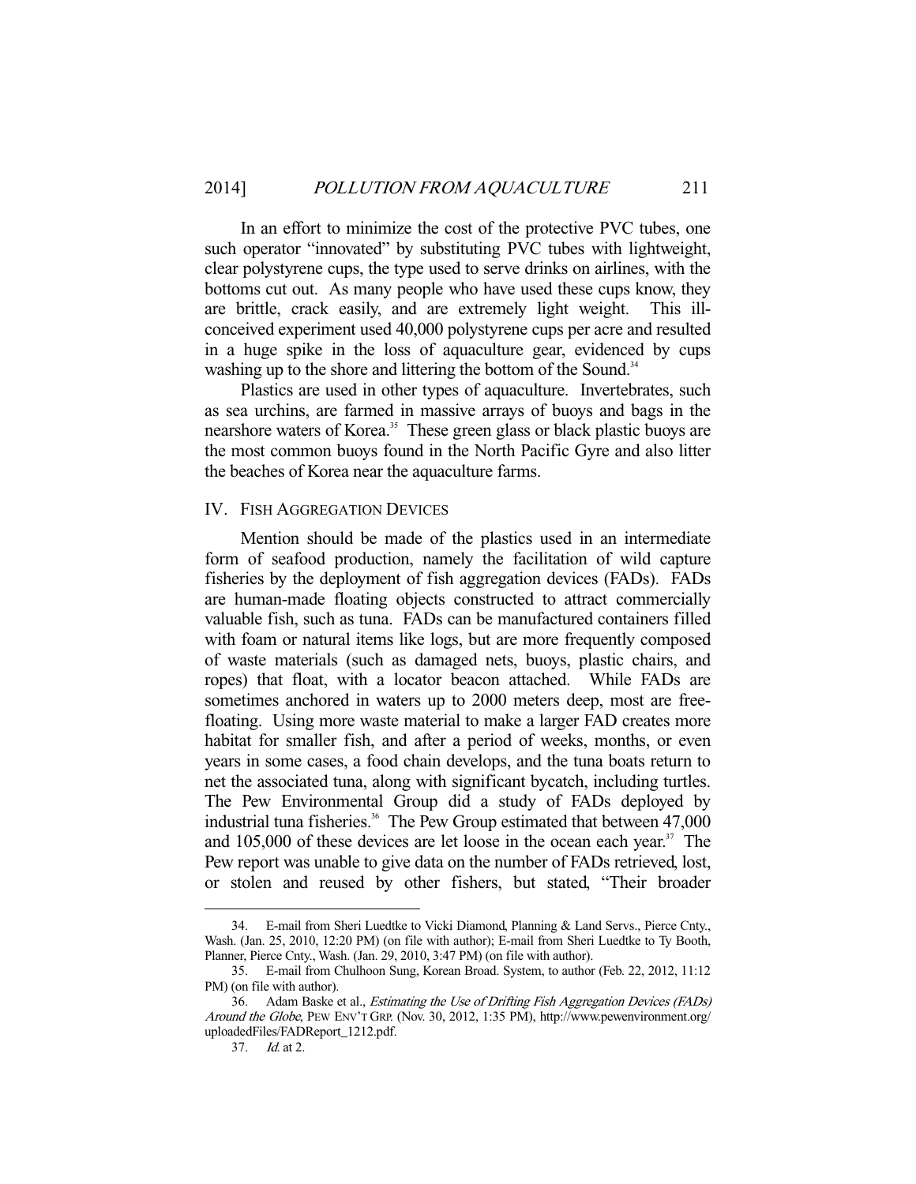In an effort to minimize the cost of the protective PVC tubes, one such operator "innovated" by substituting PVC tubes with lightweight, clear polystyrene cups, the type used to serve drinks on airlines, with the bottoms cut out. As many people who have used these cups know, they are brittle, crack easily, and are extremely light weight. This ill-conceived experiment used 40,000 polystyrene cups per acre and resulted in a huge spike in the loss of aquaculture gear, evidenced by cups washing up to the shore and littering the bottom of the Sound.[34]

Plastics are used in other types of aquaculture. Invertebrates, such as sea urchins, are farmed in massive arrays of buoys and bags in the nearshore waters of Korea.[35] These green glass or black plastic buoys are the most common buoys found in the North Pacific Gyre and also litter the beaches of Korea near the aquaculture farms.

## IV. FISH AGGREGATION DEVICES

Mention should be made of the plastics used in an intermediate form of seafood production, namely the facilitation of wild capture fisheries by the deployment of fish aggregation devices (FADs). FADs are human-made floating objects constructed to attract commercially valuable fish, such as tuna. FADs can be manufactured containers filled with foam or natural items like logs, but are more frequently composed of waste materials (such as damaged nets, buoys, plastic chairs, and ropes) that float, with a locator beacon attached. While FADs are sometimes anchored in waters up to 2000 meters deep, most are free-floating. Using more waste material to make a larger FAD creates more habitat for smaller fish, and after a period of weeks, months, or even years in some cases, a food chain develops, and the tuna boats return to net the associated tuna, along with significant bycatch, including turtles. The Pew Environmental Group did a study of FADs deployed by industrial tuna fisheries.[36] The Pew Group estimated that between 47,000 and 105,000 of these devices are let loose in the ocean each year.[37] The Pew report was unable to give data on the number of FADs retrieved, lost, or stolen and reused by other fishers, but stated, "Their broader

---

34. E-mail from Sheri Luedtke to Vicki Diamond, Planning & Land Servs., Pierce Cnty., Wash. (Jan. 25, 2010, 12:20 PM) (on file with author); E-mail from Sheri Luedtke to Ty Booth, Planner, Pierce Cnty., Wash. (Jan. 29, 2010, 3:47 PM) (on file with author).

35. E-mail from Chulhoon Sung, Korean Broad. System, to author (Feb. 22, 2012, 11:12 PM) (on file with author).

36. Adam Baske et al., *Estimating the Use of Drifting Fish Aggregation Devices (FADs) Around the Globe*, PEW ENV'T GRP. (Nov. 30, 2012, 1:35 PM), http://www.pewenvironment.org/uploadedFiles/FADReport_1212.pdf.

37. *Id.* at 2.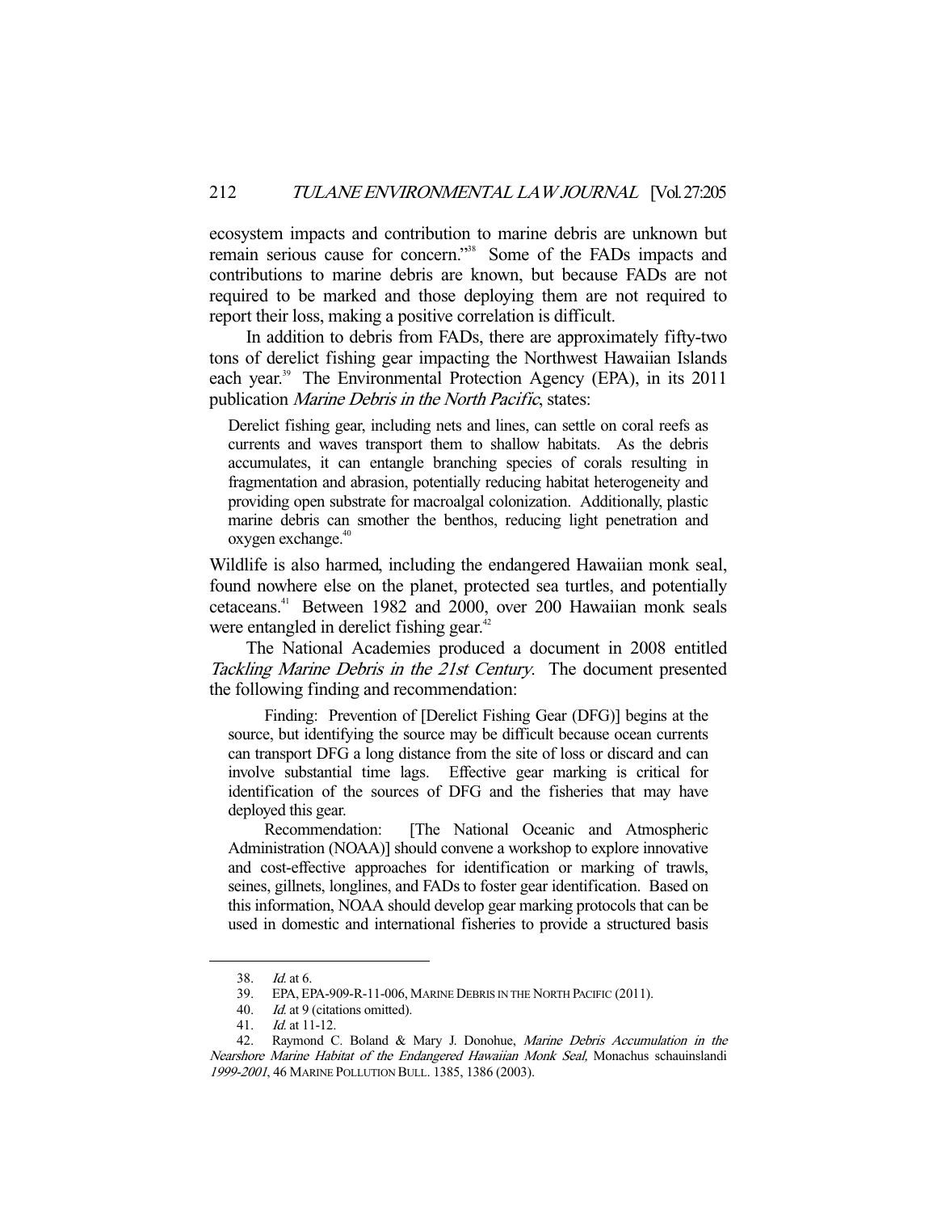ecosystem impacts and contribution to marine debris are unknown but remain serious cause for concern."[38] Some of the FADs impacts and contributions to marine debris are known, but because FADs are not required to be marked and those deploying them are not required to report their loss, making a positive correlation is difficult.

In addition to debris from FADs, there are approximately fifty-two tons of derelict fishing gear impacting the Northwest Hawaiian Islands each year.[39] The Environmental Protection Agency (EPA), in its 2011 publication *Marine Debris in the North Pacific*, states:

> Derelict fishing gear, including nets and lines, can settle on coral reefs as currents and waves transport them to shallow habitats. As the debris accumulates, it can entangle branching species of corals resulting in fragmentation and abrasion, potentially reducing habitat heterogeneity and providing open substrate for macroalgal colonization. Additionally, plastic marine debris can smother the benthos, reducing light penetration and oxygen exchange.[40]

Wildlife is also harmed, including the endangered Hawaiian monk seal, found nowhere else on the planet, protected sea turtles, and potentially cetaceans.[41] Between 1982 and 2000, over 200 Hawaiian monk seals were entangled in derelict fishing gear.[42]

The National Academies produced a document in 2008 entitled *Tackling Marine Debris in the 21st Century*. The document presented the following finding and recommendation:

> Finding: Prevention of [Derelict Fishing Gear (DFG)] begins at the source, but identifying the source may be difficult because ocean currents can transport DFG a long distance from the site of loss or discard and can involve substantial time lags. Effective gear marking is critical for identification of the sources of DFG and the fisheries that may have deployed this gear.
>
> Recommendation: [The National Oceanic and Atmospheric Administration (NOAA)] should convene a workshop to explore innovative and cost-effective approaches for identification or marking of trawls, seines, gillnets, longlines, and FADs to foster gear identification. Based on this information, NOAA should develop gear marking protocols that can be used in domestic and international fisheries to provide a structured basis

---

38. *Id.* at 6.
39. EPA, EPA-909-R-11-006, MARINE DEBRIS IN THE NORTH PACIFIC (2011).
40. *Id.* at 9 (citations omitted).
41. *Id.* at 11-12.
42. Raymond C. Boland & Mary J. Donohue, *Marine Debris Accumulation in the Nearshore Marine Habitat of the Endangered Hawaiian Monk Seal,* Monachus schauinslandi *1999-2001*, 46 MARINE POLLUTION BULL. 1385, 1386 (2003).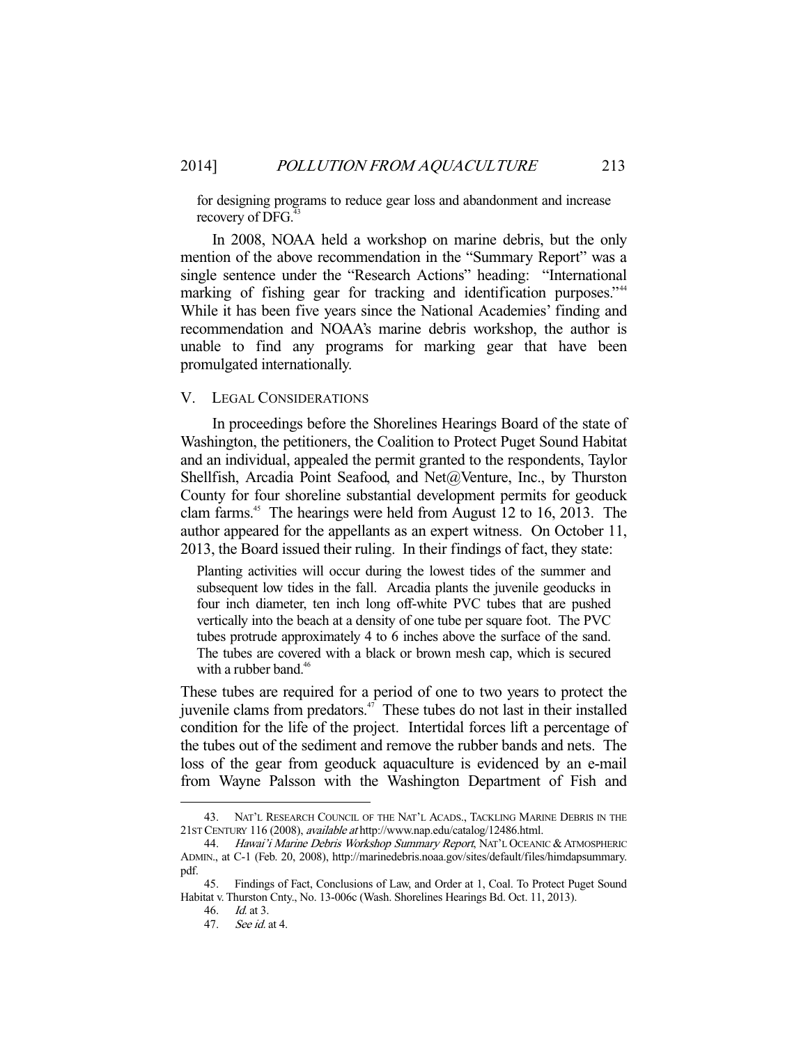for designing programs to reduce gear loss and abandonment and increase recovery of DFG.[43]

In 2008, NOAA held a workshop on marine debris, but the only mention of the above recommendation in the "Summary Report" was a single sentence under the "Research Actions" heading: "International marking of fishing gear for tracking and identification purposes."[44] While it has been five years since the National Academies' finding and recommendation and NOAA's marine debris workshop, the author is unable to find any programs for marking gear that have been promulgated internationally.

## V. LEGAL CONSIDERATIONS

In proceedings before the Shorelines Hearings Board of the state of Washington, the petitioners, the Coalition to Protect Puget Sound Habitat and an individual, appealed the permit granted to the respondents, Taylor Shellfish, Arcadia Point Seafood, and Net@Venture, Inc., by Thurston County for four shoreline substantial development permits for geoduck clam farms.[45] The hearings were held from August 12 to 16, 2013. The author appeared for the appellants as an expert witness. On October 11, 2013, the Board issued their ruling. In their findings of fact, they state:

> Planting activities will occur during the lowest tides of the summer and subsequent low tides in the fall. Arcadia plants the juvenile geoducks in four inch diameter, ten inch long off-white PVC tubes that are pushed vertically into the beach at a density of one tube per square foot. The PVC tubes protrude approximately 4 to 6 inches above the surface of the sand. The tubes are covered with a black or brown mesh cap, which is secured with a rubber band.[46]

These tubes are required for a period of one to two years to protect the juvenile clams from predators.[47] These tubes do not last in their installed condition for the life of the project. Intertidal forces lift a percentage of the tubes out of the sediment and remove the rubber bands and nets. The loss of the gear from geoduck aquaculture is evidenced by an e-mail from Wayne Palsson with the Washington Department of Fish and

---

43. NAT'L RESEARCH COUNCIL OF THE NAT'L ACADS., TACKLING MARINE DEBRIS IN THE 21ST CENTURY 116 (2008), *available at* http://www.nap.edu/catalog/12486.html.

44. *Hawai'i Marine Debris Workshop Summary Report*, NAT'L OCEANIC & ATMOSPHERIC ADMIN., at C-1 (Feb. 20, 2008), http://marinedebris.noaa.gov/sites/default/files/himdapsummary.pdf.

45. Findings of Fact, Conclusions of Law, and Order at 1, Coal. To Protect Puget Sound Habitat v. Thurston Cnty., No. 13-006c (Wash. Shorelines Hearings Bd. Oct. 11, 2013).

46. *Id.* at 3.

47. *See id.* at 4.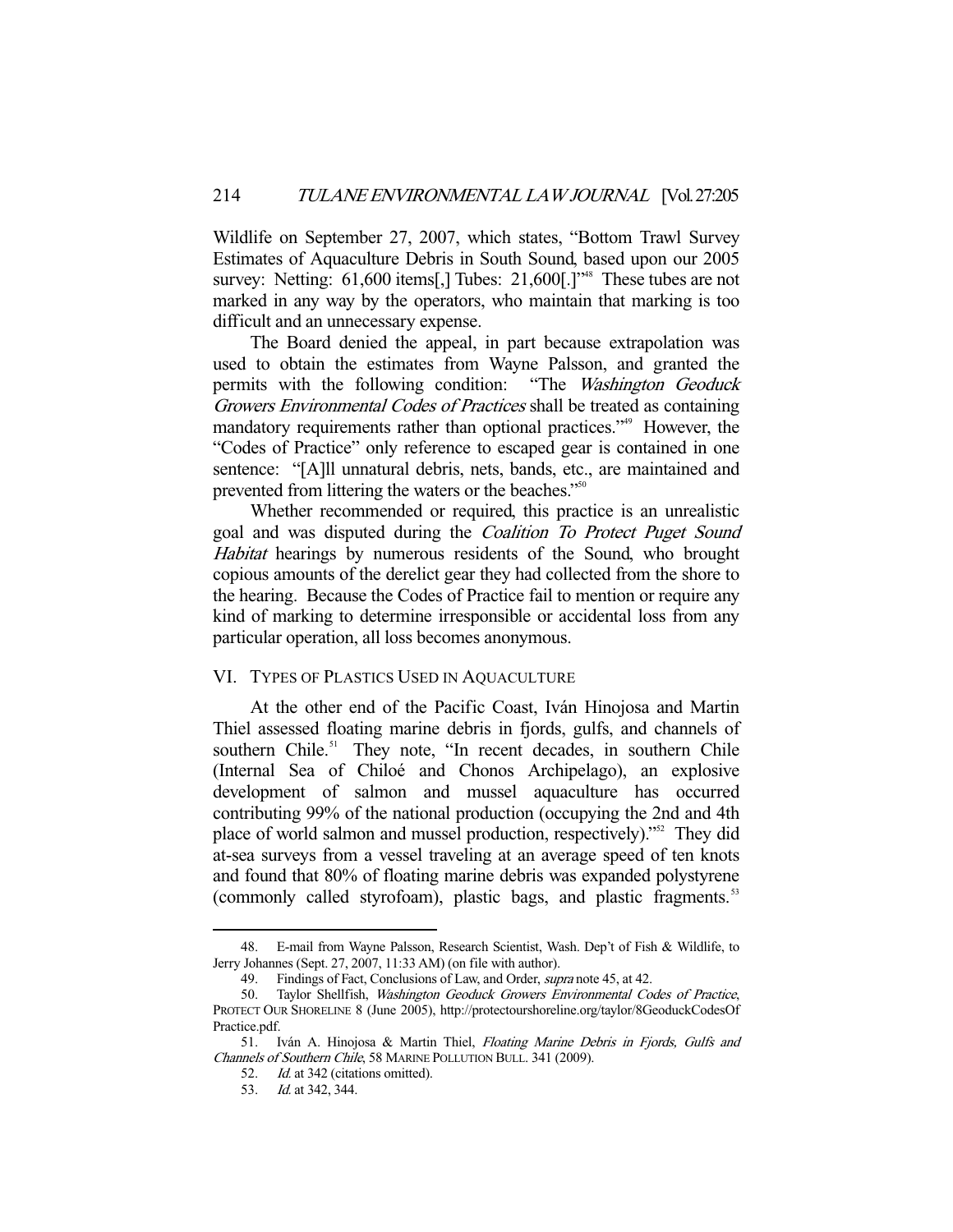Wildlife on September 27, 2007, which states, "Bottom Trawl Survey Estimates of Aquaculture Debris in South Sound, based upon our 2005 survey: Netting: 61,600 items[,] Tubes: 21,600[.]"[48] These tubes are not marked in any way by the operators, who maintain that marking is too difficult and an unnecessary expense.

The Board denied the appeal, in part because extrapolation was used to obtain the estimates from Wayne Palsson, and granted the permits with the following condition: "The *Washington Geoduck Growers Environmental Codes of Practices* shall be treated as containing mandatory requirements rather than optional practices."[49] However, the "Codes of Practice" only reference to escaped gear is contained in one sentence: "[A]ll unnatural debris, nets, bands, etc., are maintained and prevented from littering the waters or the beaches."[50]

Whether recommended or required, this practice is an unrealistic goal and was disputed during the *Coalition To Protect Puget Sound Habitat* hearings by numerous residents of the Sound, who brought copious amounts of the derelict gear they had collected from the shore to the hearing. Because the Codes of Practice fail to mention or require any kind of marking to determine irresponsible or accidental loss from any particular operation, all loss becomes anonymous.

## VI. Types of Plastics Used in Aquaculture

At the other end of the Pacific Coast, Iván Hinojosa and Martin Thiel assessed floating marine debris in fjords, gulfs, and channels of southern Chile.[51] They note, "In recent decades, in southern Chile (Internal Sea of Chiloé and Chonos Archipelago), an explosive development of salmon and mussel aquaculture has occurred contributing 99% of the national production (occupying the 2nd and 4th place of world salmon and mussel production, respectively)."[52] They did at-sea surveys from a vessel traveling at an average speed of ten knots and found that 80% of floating marine debris was expanded polystyrene (commonly called styrofoam), plastic bags, and plastic fragments.[53]

---

48. E-mail from Wayne Palsson, Research Scientist, Wash. Dep't of Fish & Wildlife, to Jerry Johannes (Sept. 27, 2007, 11:33 AM) (on file with author).

49. Findings of Fact, Conclusions of Law, and Order, *supra* note 45, at 42.

50. Taylor Shellfish, *Washington Geoduck Growers Environmental Codes of Practice*, PROTECT OUR SHORELINE 8 (June 2005), http://protectourshoreline.org/taylor/8GeoduckCodesOfPractice.pdf.

51. Iván A. Hinojosa & Martin Thiel, *Floating Marine Debris in Fjords, Gulfs and Channels of Southern Chile*, 58 MARINE POLLUTION BULL. 341 (2009).

52. *Id.* at 342 (citations omitted).

53. *Id.* at 342, 344.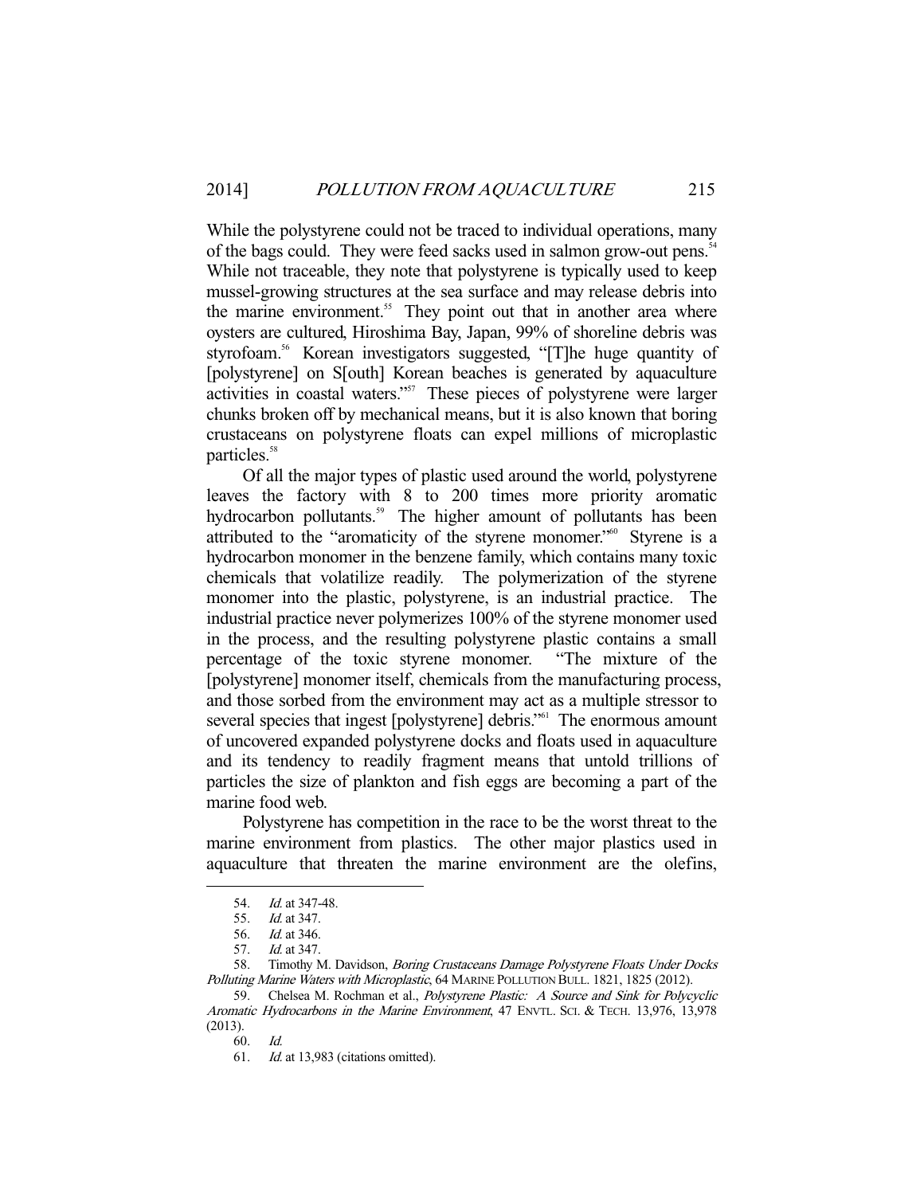While the polystyrene could not be traced to individual operations, many of the bags could. They were feed sacks used in salmon grow-out pens.[54] While not traceable, they note that polystyrene is typically used to keep mussel-growing structures at the sea surface and may release debris into the marine environment.[55] They point out that in another area where oysters are cultured, Hiroshima Bay, Japan, 99% of shoreline debris was styrofoam.[56] Korean investigators suggested, "[T]he huge quantity of [polystyrene] on S[outh] Korean beaches is generated by aquaculture activities in coastal waters."[57] These pieces of polystyrene were larger chunks broken off by mechanical means, but it is also known that boring crustaceans on polystyrene floats can expel millions of microplastic particles.[58]

Of all the major types of plastic used around the world, polystyrene leaves the factory with 8 to 200 times more priority aromatic hydrocarbon pollutants.[59] The higher amount of pollutants has been attributed to the "aromaticity of the styrene monomer."[60] Styrene is a hydrocarbon monomer in the benzene family, which contains many toxic chemicals that volatilize readily. The polymerization of the styrene monomer into the plastic, polystyrene, is an industrial practice. The industrial practice never polymerizes 100% of the styrene monomer used in the process, and the resulting polystyrene plastic contains a small percentage of the toxic styrene monomer. "The mixture of the [polystyrene] monomer itself, chemicals from the manufacturing process, and those sorbed from the environment may act as a multiple stressor to several species that ingest [polystyrene] debris."[61] The enormous amount of uncovered expanded polystyrene docks and floats used in aquaculture and its tendency to readily fragment means that untold trillions of particles the size of plankton and fish eggs are becoming a part of the marine food web.

Polystyrene has competition in the race to be the worst threat to the marine environment from plastics. The other major plastics used in aquaculture that threaten the marine environment are the olefins,

---

54. *Id.* at 347-48.

55. *Id.* at 347.

56. *Id.* at 346.

57. *Id.* at 347.

58. Timothy M. Davidson, *Boring Crustaceans Damage Polystyrene Floats Under Docks Polluting Marine Waters with Microplastic*, 64 MARINE POLLUTION BULL. 1821, 1825 (2012).

59. Chelsea M. Rochman et al., *Polystyrene Plastic: A Source and Sink for Polycyclic Aromatic Hydrocarbons in the Marine Environment*, 47 ENVTL. SCI. & TECH. 13,976, 13,978 (2013).

60. *Id.*

61. *Id.* at 13,983 (citations omitted).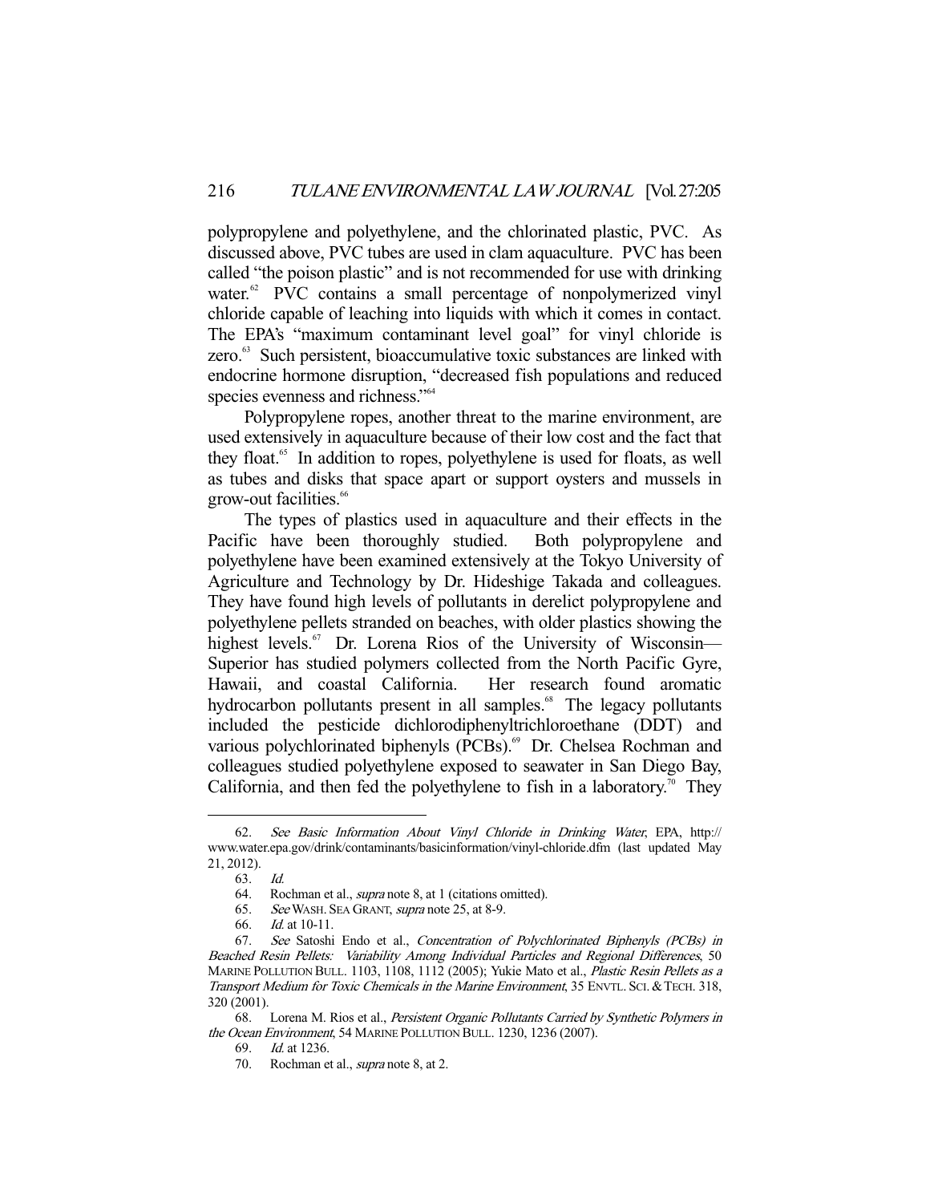polypropylene and polyethylene, and the chlorinated plastic, PVC. As discussed above, PVC tubes are used in clam aquaculture. PVC has been called "the poison plastic" and is not recommended for use with drinking water.[62] PVC contains a small percentage of nonpolymerized vinyl chloride capable of leaching into liquids with which it comes in contact. The EPA's "maximum contaminant level goal" for vinyl chloride is zero.[63] Such persistent, bioaccumulative toxic substances are linked with endocrine hormone disruption, "decreased fish populations and reduced species evenness and richness."[64]

Polypropylene ropes, another threat to the marine environment, are used extensively in aquaculture because of their low cost and the fact that they float.[65] In addition to ropes, polyethylene is used for floats, as well as tubes and disks that space apart or support oysters and mussels in grow-out facilities.[66]

The types of plastics used in aquaculture and their effects in the Pacific have been thoroughly studied. Both polypropylene and polyethylene have been examined extensively at the Tokyo University of Agriculture and Technology by Dr. Hideshige Takada and colleagues. They have found high levels of pollutants in derelict polypropylene and polyethylene pellets stranded on beaches, with older plastics showing the highest levels.[67] Dr. Lorena Rios of the University of Wisconsin—Superior has studied polymers collected from the North Pacific Gyre, Hawaii, and coastal California. Her research found aromatic hydrocarbon pollutants present in all samples.[68] The legacy pollutants included the pesticide dichlorodiphenyltrichloroethane (DDT) and various polychlorinated biphenyls (PCBs).[69] Dr. Chelsea Rochman and colleagues studied polyethylene exposed to seawater in San Diego Bay, California, and then fed the polyethylene to fish in a laboratory.[70] They

---

62. *See Basic Information About Vinyl Chloride in Drinking Water*, EPA, http://www.water.epa.gov/drink/contaminants/basicinformation/vinyl-chloride.dfm (last updated May 21, 2012).

63. *Id.*

64. Rochman et al., *supra* note 8, at 1 (citations omitted).

65. *See* WASH. SEA GRANT, *supra* note 25, at 8-9.

66. *Id.* at 10-11.

67. *See* Satoshi Endo et al., *Concentration of Polychlorinated Biphenyls (PCBs) in Beached Resin Pellets: Variability Among Individual Particles and Regional Differences*, 50 MARINE POLLUTION BULL. 1103, 1108, 1112 (2005); Yukie Mato et al., *Plastic Resin Pellets as a Transport Medium for Toxic Chemicals in the Marine Environment*, 35 ENVTL. SCI. & TECH. 318, 320 (2001).

68. Lorena M. Rios et al., *Persistent Organic Pollutants Carried by Synthetic Polymers in the Ocean Environment*, 54 MARINE POLLUTION BULL. 1230, 1236 (2007).

69. *Id.* at 1236.

70. Rochman et al., *supra* note 8, at 2.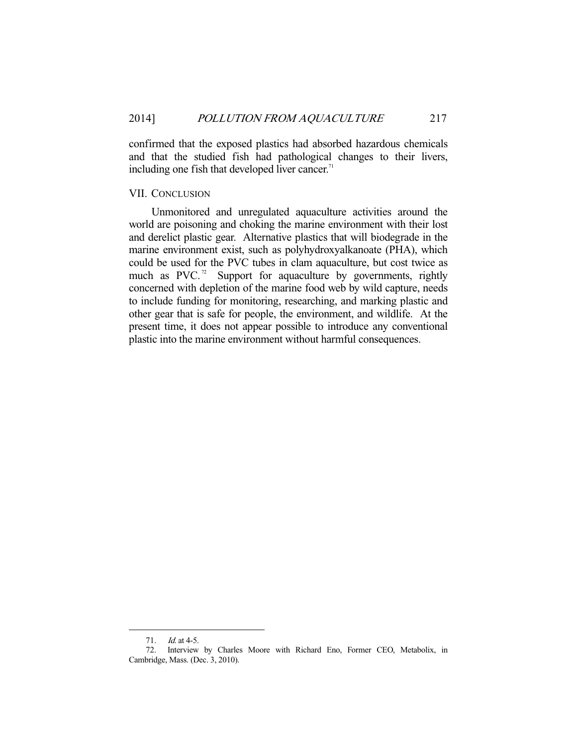confirmed that the exposed plastics had absorbed hazardous chemicals and that the studied fish had pathological changes to their livers, including one fish that developed liver cancer.[71]

## VII. CONCLUSION

Unmonitored and unregulated aquaculture activities around the world are poisoning and choking the marine environment with their lost and derelict plastic gear. Alternative plastics that will biodegrade in the marine environment exist, such as polyhydroxyalkanoate (PHA), which could be used for the PVC tubes in clam aquaculture, but cost twice as much as PVC.[72] Support for aquaculture by governments, rightly concerned with depletion of the marine food web by wild capture, needs to include funding for monitoring, researching, and marking plastic and other gear that is safe for people, the environment, and wildlife. At the present time, it does not appear possible to introduce any conventional plastic into the marine environment without harmful consequences.

---

71. *Id.* at 4-5.

72. Interview by Charles Moore with Richard Eno, Former CEO, Metabolix, in Cambridge, Mass. (Dec. 3, 2010).